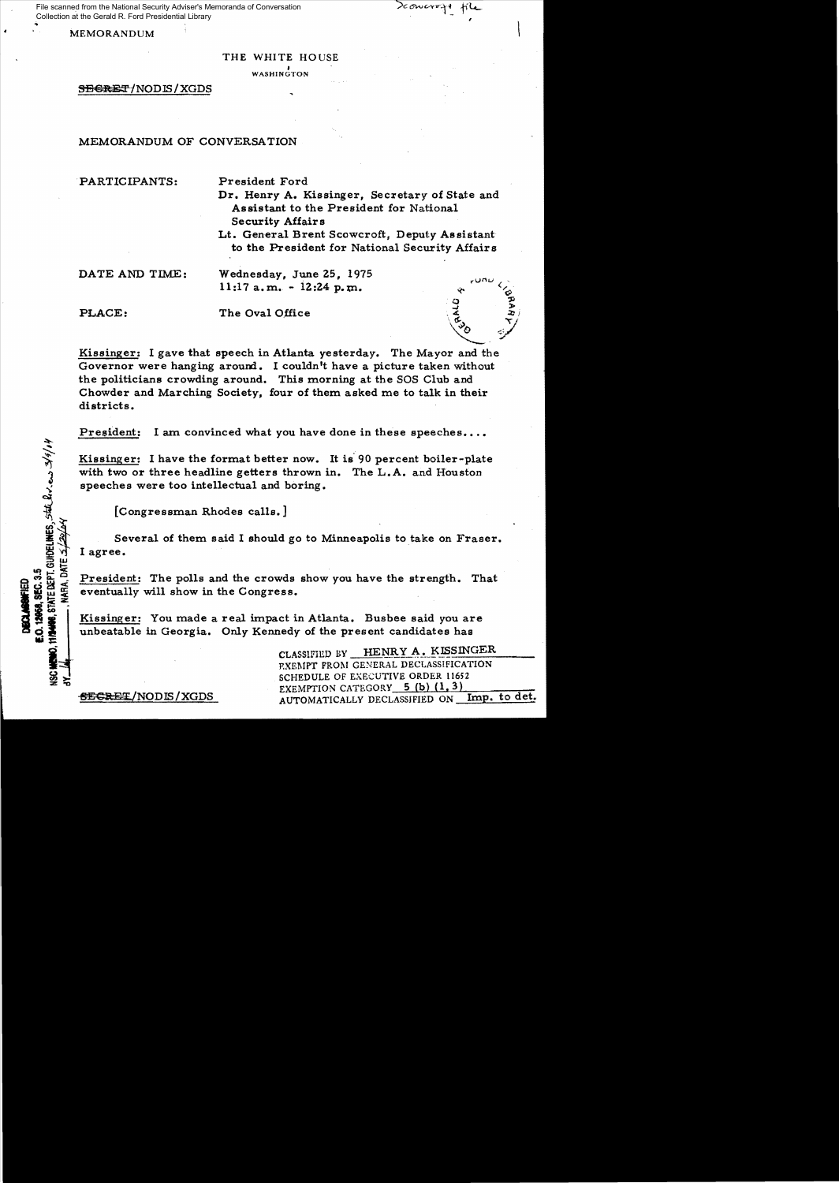MEMORANDUM

THE WHITE HOUSE

WASHINGTON

SECRET/NODIS/XGDS

MEMORANDUM OF CONVERSATION

PARTICIPANTS: President Ford
Dr. Henry A. Kissinger, Secretary of State and Assistant to the President for National Security Affairs
Lt. General Brent Scowcroft, Deputy Assistant to the President for National Security Affairs

DATE AND TIME: Wednesday, June 25, 1975
11:17 a.m. - 12:24 p.m.

PLACE: The Oval Office

Kissinger: I gave that speech in Atlanta yesterday. The Mayor and the Governor were hanging around. I couldn't have a picture taken without the politicians crowding around. This morning at the SOS Club and Chowder and Marching Society, four of them asked me to talk in their districts.

President: I am convinced what you have done in these speeches....

Kissinger: I have the format better now. It is 90 percent boiler-plate with two or three headline getters thrown in. The L.A. and Houston speeches were too intellectual and boring.

[Congressman Rhodes calls.]

Several of them said I should go to Minneapolis to take on Fraser. I agree.

President: The polls and the crowds show you have the strength. That eventually will show in the Congress.

Kissinger: You made a real impact in Atlanta. Busbee said you are unbeatable in Georgia. Only Kennedy of the present candidates has

CLASSIFIED BY HENRY A. KISSINGER
EXEMPT FROM GENERAL DECLASSIFICATION SCHEDULE OF EXECUTIVE ORDER 11652
EXEMPTION CATEGORY 5 (b) (1, 3)
AUTOMATICALLY DECLASSIFIED ON Imp. to det.

SECRET/NODIS/XGDS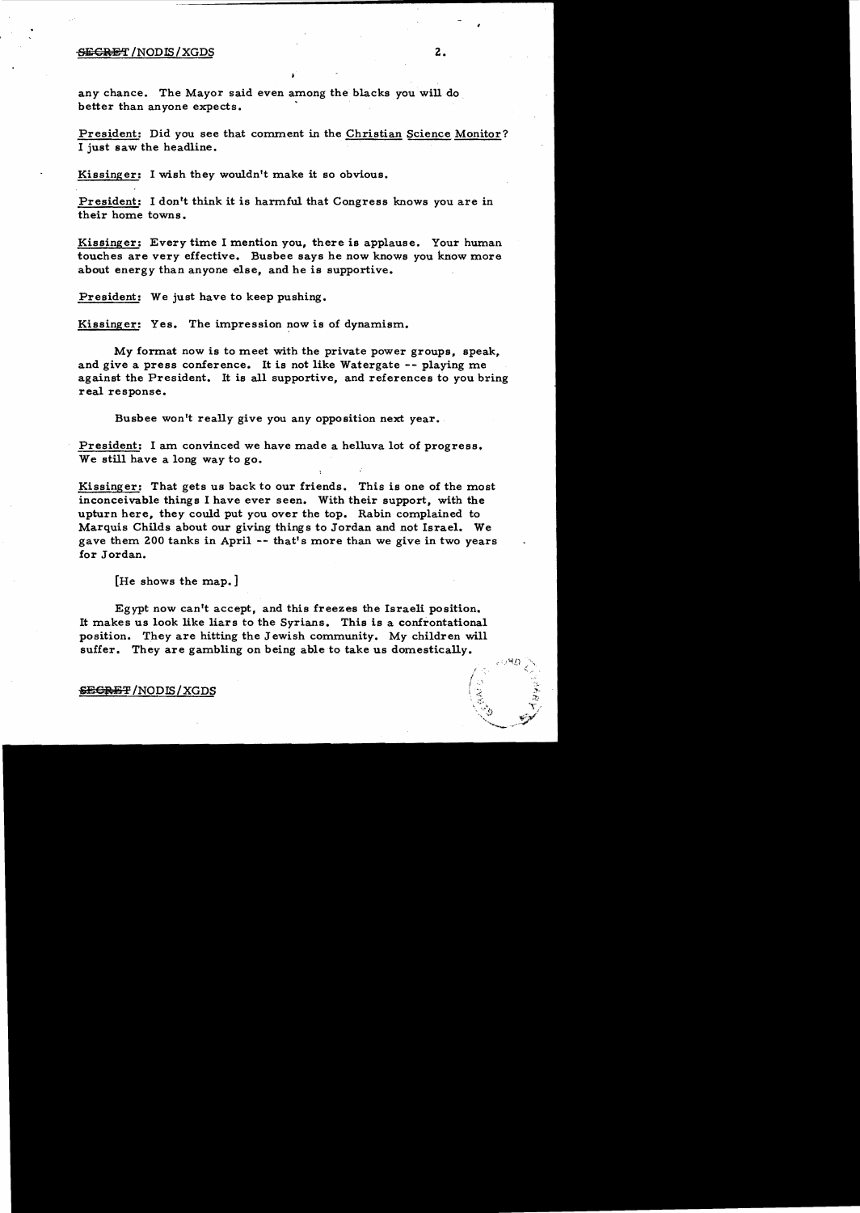any chance. The Mayor said even among the blacks you will do better than anyone expects.

President: Did you see that comment in the Christian Science Monitor? I just saw the headline.

Kissinger: I wish they wouldn't make it so obvious.

President: I don't think it is harmful that Congress knows you are in their home towns.

Kissinger: Every time I mention you, there is applause. Your human touches are very effective. Busbee says he now knows you know more about energy than anyone else, and he is supportive.

President: We just have to keep pushing.

Kissinger: Yes. The impression now is of dynamism.

My format now is to meet with the private power groups, speak, and give a press conference. It is not like Watergate -- playing me against the President. It is all supportive, and references to you bring real response.

Busbee won't really give you any opposition next year.

President: I am convinced we have made a helluva lot of progress. We still have a long way to go.

Kissinger: That gets us back to our friends. This is one of the most inconceivable things I have ever seen. With their support, with the upturn here, they could put you over the top. Rabin complained to Marquis Childs about our giving things to Jordan and not Israel. We gave them 200 tanks in April -- that's more than we give in two years for Jordan.

[He shows the map.]

Egypt now can't accept, and this freezes the Israeli position. It makes us look like liars to the Syrians. This is a confrontational position. They are hitting the Jewish community. My children will suffer. They are gambling on being able to take us domestically.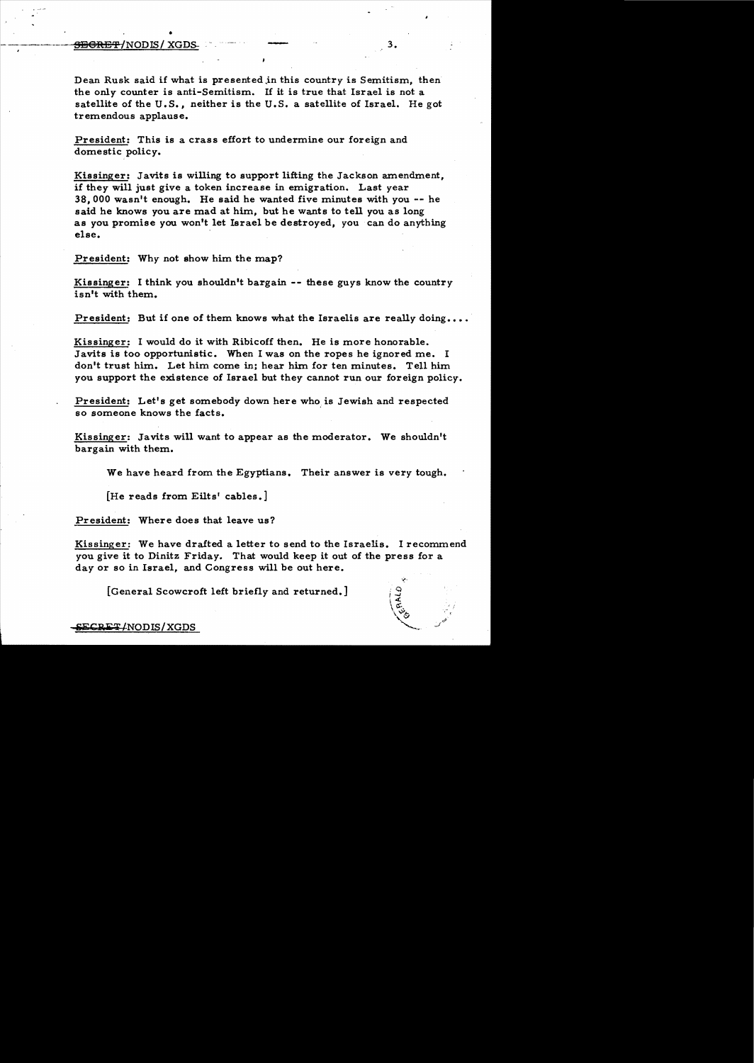Dean Rusk said if what is presented in this country is Semitism, then the only counter is anti-Semitism. If it is true that Israel is not a satellite of the U.S., neither is the U.S. a satellite of Israel. He got tremendous applause.

President: This is a crass effort to undermine our foreign and domestic policy.

Kissinger: Javits is willing to support lifting the Jackson amendment, if they will just give a token increase in emigration. Last year 38,000 wasn't enough. He said he wanted five minutes with you -- he said he knows you are mad at him, but he wants to tell you as long as you promise you won't let Israel be destroyed, you can do anything else.

President: Why not show him the map?

Kissinger: I think you shouldn't bargain -- these guys know the country isn't with them.

President: But if one of them knows what the Israelis are really doing....

Kissinger: I would do it with Ribicoff then. He is more honorable. Javits is too opportunistic. When I was on the ropes he ignored me. I don't trust him. Let him come in; hear him for ten minutes. Tell him you support the existence of Israel but they cannot run our foreign policy.

President: Let's get somebody down here who is Jewish and respected so someone knows the facts.

Kissinger: Javits will want to appear as the moderator. We shouldn't bargain with them.

We have heard from the Egyptians. Their answer is very tough.

[He reads from Eilts' cables.]

President: Where does that leave us?

Kissinger: We have drafted a letter to send to the Israelis. I recommend you give it to Dinitz Friday. That would keep it out of the press for a day or so in Israel, and Congress will be out here.

[General Scowcroft left briefly and returned.]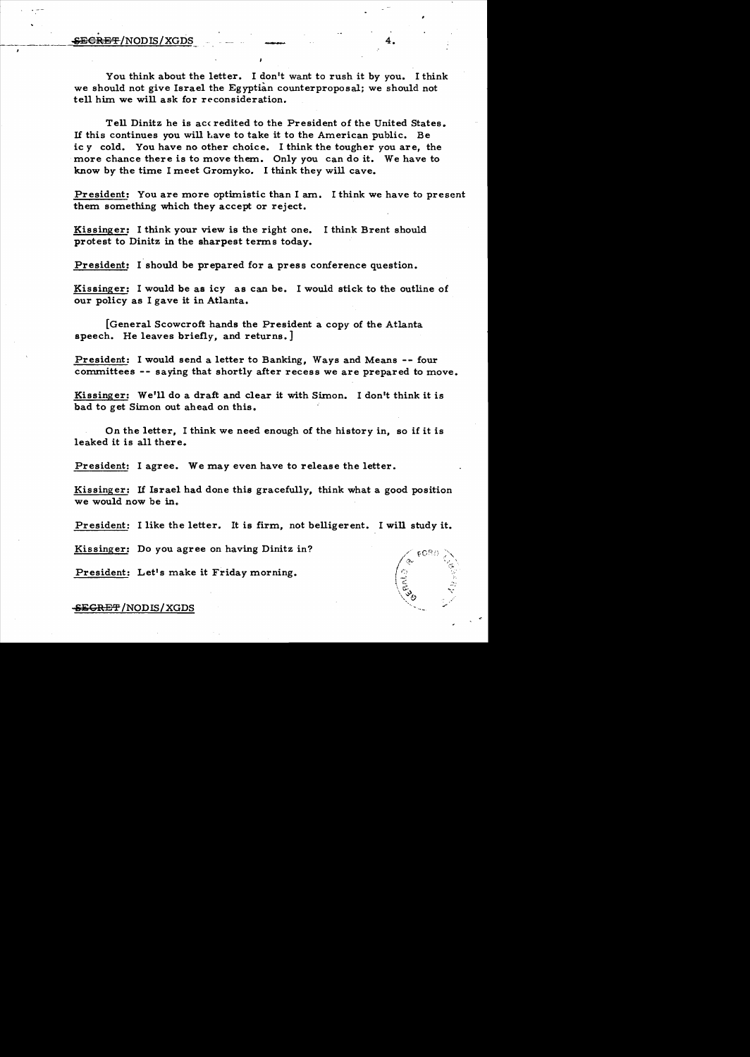You think about the letter. I don't want to rush it by you. I think we should not give Israel the Egyptian counterproposal; we should not tell him we will ask for reconsideration.

Tell Dinitz he is accredited to the President of the United States. If this continues you will have to take it to the American public. Be icy cold. You have no other choice. I think the tougher you are, the more chance there is to move them. Only you can do it. We have to know by the time I meet Gromyko. I think they will cave.

President: You are more optimistic than I am. I think we have to present them something which they accept or reject.

Kissinger: I think your view is the right one. I think Brent should protest to Dinitz in the sharpest terms today.

President: I should be prepared for a press conference question.

Kissinger: I would be as icy as can be. I would stick to the outline of our policy as I gave it in Atlanta.

[General Scowcroft hands the President a copy of the Atlanta speech. He leaves briefly, and returns.]

President: I would send a letter to Banking, Ways and Means -- four committees -- saying that shortly after recess we are prepared to move.

Kissinger: We'll do a draft and clear it with Simon. I don't think it is bad to get Simon out ahead on this.

On the letter, I think we need enough of the history in, so if it is leaked it is all there.

President: I agree. We may even have to release the letter.

Kissinger: If Israel had done this gracefully, think what a good position we would now be in.

President: I like the letter. It is firm, not belligerent. I will study it.

Kissinger: Do you agree on having Dinitz in?

President: Let's make it Friday morning.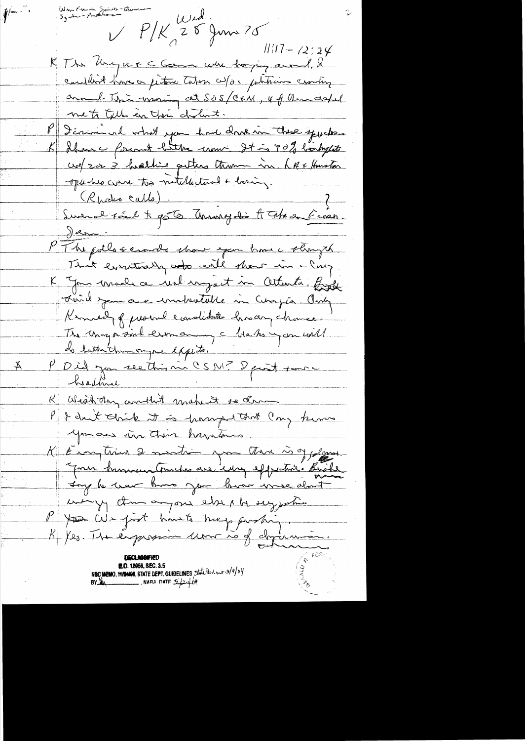Wm French Smith - Governor
Sydney - Pacific ...

✓ P/K Wed 25 June 75

11:17 - 12:24

K The Mayor & c Gov were hoping around, I couldn't have a picture taken w/o politicians crowding around. This morning at SOS/CSM, 4 of them asked me to talk in their district.

P I examined what you had done in those speeches.

K I have a format better now. It is 90% boilerplate w/ 2 or 3 headline getters thrown in. LA & Houston speeches were too intellectual & boring.

(Rhodes calls) ?

Sweval said to go to Annapolis to take on Green.

Jean.

P The polls & crowds show you have a strength. That eventually will show in Cong.

K You made a real impact in Atlanta. Busbee said you are unbeatable in Georgia. Only Kennedy of personal candidates has any chance. The Mayor said even among c blacks you will do better than anyone expects.

✗ P Did you see this in CSM? I just saw c headline.

K Washington couldn't make it so clear.

P I don't think it is happened that Cong knows you are in their hometowns.

K Every time I mention you there is applause. Your human touches are very effective. Busbee says he never knows you know more about energy than anyone else & be sympathetic.

P We just have to keep pushing.

K Yes. The impression now is of dynamism.

DECLASSIFIED
E.O. 12958, SEC. 3.5
NSC MEMO, 11/24/98, STATE DEPT. GUIDELINES State Rev. 3/9/04
BY ___ NARA DATE 5/20/04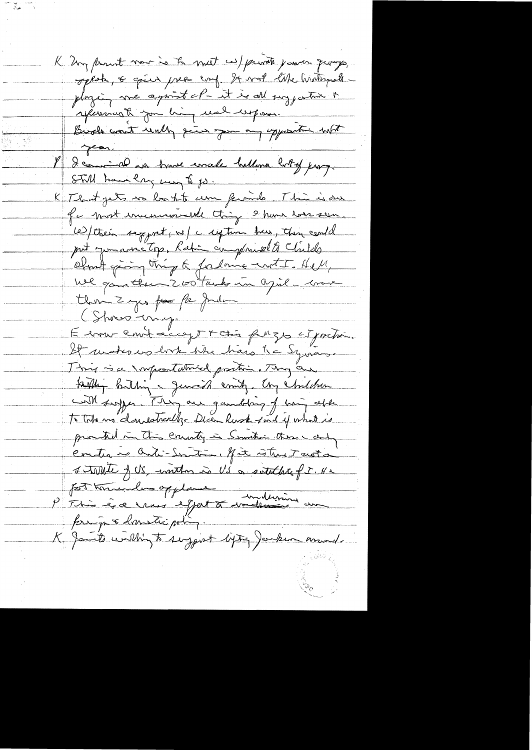K. My point now is to meet w/ private power groups, people, & give press conf. It not like Watergate – playing one against the other – it is all supportive & reassuring to your being real leader.

Brooke won't really give you any opposition next year.

P. I commend on how you've made hellova lot of progress. Still have long way to go.

K. That gets us back to our friends. This is one of the most unconscionable things I have ever seen. W/their support, w/ a rupture here, they could put you over the top. Rabin complained to Childs about going things to Jordan w/out I. Hell, we gave them 200 tanks in April – more than 2 yrs for Jordan.

(Shows Hawk map)

E. Ivan can't accept these fixes. It makes us look like we're the Syrians. This is a conceptualized position. They are totally battling a Jewish community. Any children will suffer. They are gambling of being able to take us domestically. Dean Rusk said if what is printed in this country is Semitic then every center is Anti-Semitic. If it is true I was a stooge of US, written in US a satellite of I. He got tremendous applause.

P. This is a massive effort to undermine our foreign & domestic policy.

K. Javits willing to support lifting Jackson amend.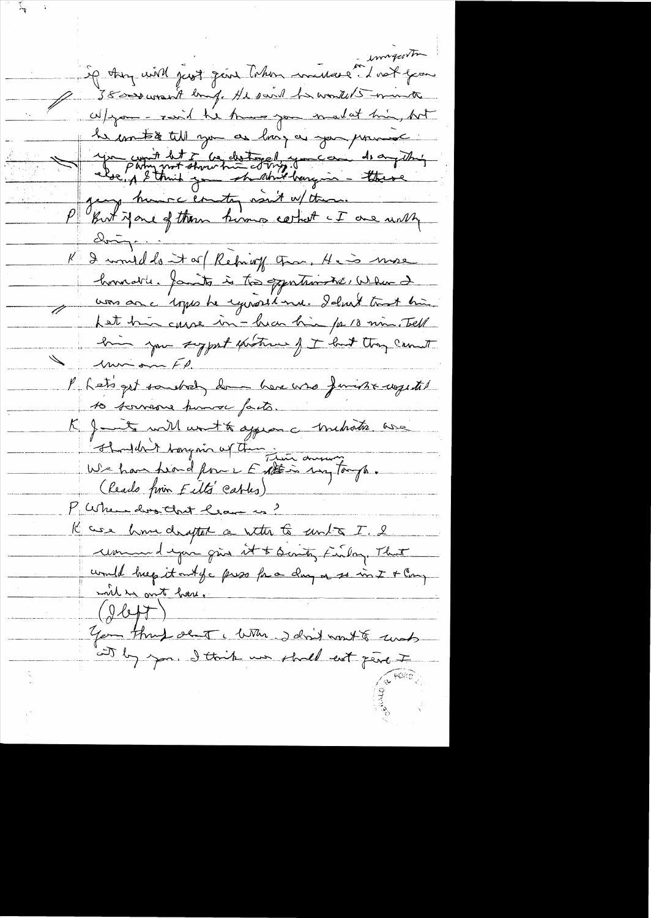immigration

if they will just give Cohen in which ? I got you 38000 wasn't enough. He said he wanted 15 minutes w/you — said he knows you mad at him, but he wants to tell you as long as you promise you won't let it be destroyed, you can do anything else. I think you shouldn't bargain — there going home empty isn't w/them.

P But if one of them turns certain & I are really doing.

K I would do it w/ Rebozoff then. He is more honorable. Jonathan is too opportunistic. When I was on a trip he ignored me. I don't trust him. Let him come in — hear him for 10 min. Tell him you support positions of I but they cannot move on FP.

P Let's get somebody down here who Jewish & wager that to someone perhaps facts.

K Javits will want to appear a moderate. We shouldn't bargain w/ them.

We have heard from E. Their answer is very tough.

(Reads from Eilts' cables)

P Where does that leave us?

K We have drafted a letter to ~~unclear~~ I. I recommend you give it to Dinitz Friday. That would keep it out of press for a day or so in I & Cong will be out here.

(I left)

Your thought about a letter. I don't want to create it by you. I think we should not give I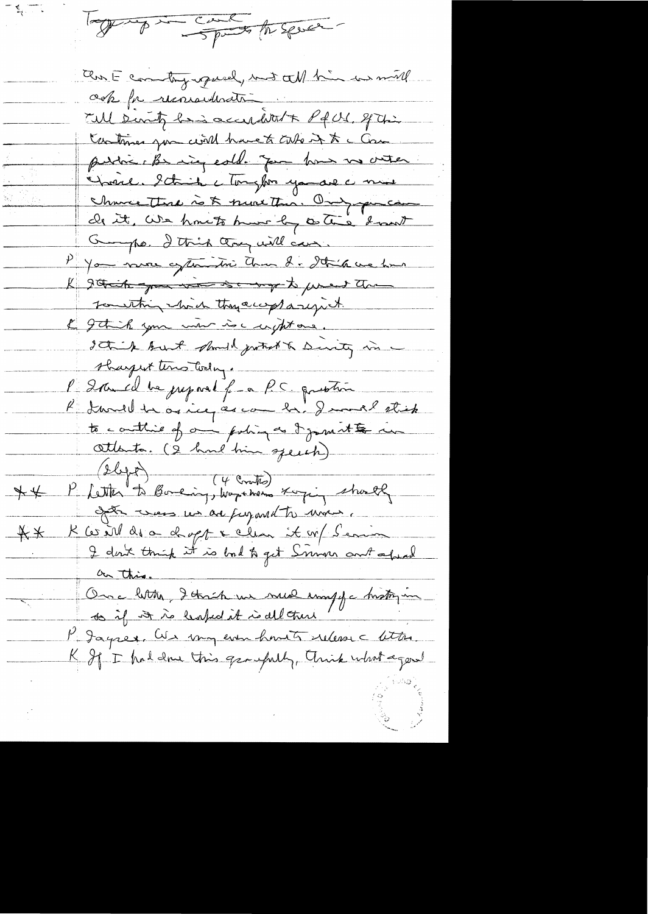Tapping in Canal — Points for Speech —

The E country agreed, but all him we will
ask for reconsideration.
All Dinity has accredited & Pd US. If this
continues you will have to take it to a Con-
public. Be very cold. You have no other
choice. I think a tough for you are a more
chance there is to more than. Only you can
do it. We have to move by a time & want
Gromyko. I think they will care.

P You more optimistic than I. I think we have

K I think you want to ... to present them
something which they accept a reject.

K I think your view is a right one.
I think Bunker should protest to Dinity in
sharpest terms today.

P Should be prepared for a P.C. question

R I would be as icy as can be. I would stick
to a outline of our policy as I gave it in
Atlanta. (I had him speech)

(Sleep) (4 Contacts)

** P Letter to Boeing, Weyerhauser keeping shortly
get views we are prepared to move.

** K Will do a draft & clear it w/ Simon
I don't think it is bad to get Simon out ahead
on this.

Once letter, I think we need a mof a history in
so if it is leaked it is all there

P I agree. We may even have to release a letter.

K If I had done this gracefully, think what a good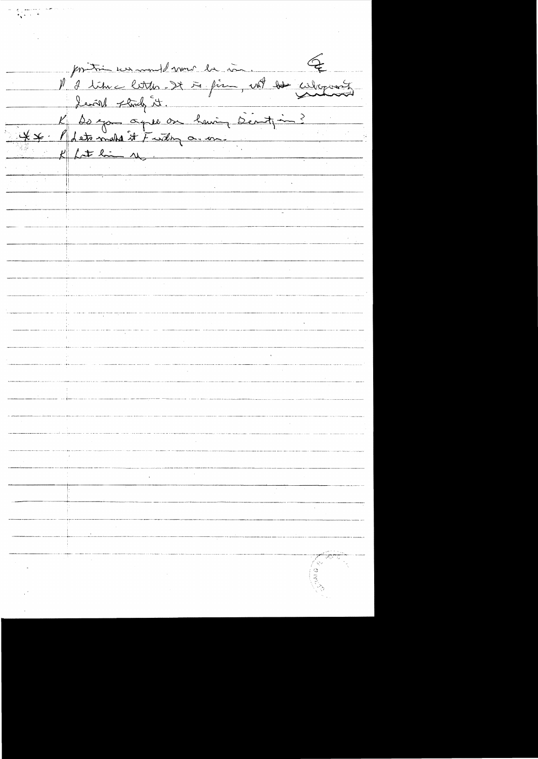position we would move be in.

P I like letter. It is fine, w/t the ~~category~~ level study it.

K Do you agree on having Dienstein?

** P Let's make it F within a. m.

K Let him re.